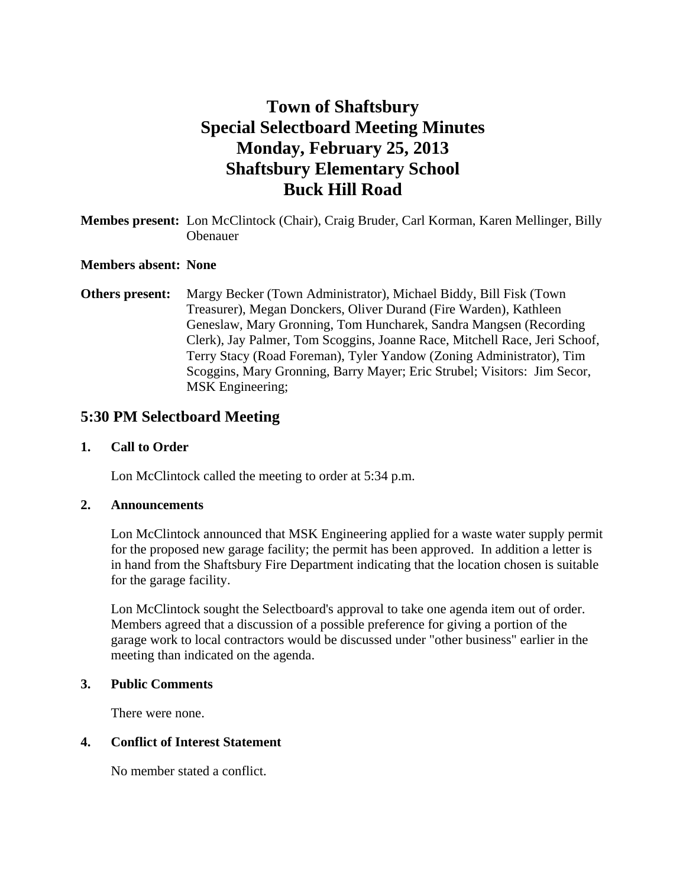# Town of Shaftsbury
# Special Selectboard Meeting Minutes
# Monday, February 25, 2013
# Shaftsbury Elementary School
# Buck Hill Road

**Membes present:** Lon McClintock (Chair), Craig Bruder, Carl Korman, Karen Mellinger, Billy Obenauer

**Members absent: None**

**Others present:** Margy Becker (Town Administrator), Michael Biddy, Bill Fisk (Town Treasurer), Megan Donckers, Oliver Durand (Fire Warden), Kathleen Geneslaw, Mary Gronning, Tom Huncharek, Sandra Mangsen (Recording Clerk), Jay Palmer, Tom Scoggins, Joanne Race, Mitchell Race, Jeri Schoof, Terry Stacy (Road Foreman), Tyler Yandow (Zoning Administrator), Tim Scoggins, Mary Gronning, Barry Mayer; Eric Strubel; Visitors: Jim Secor, MSK Engineering;

## 5:30 PM Selectboard Meeting

### 1. Call to Order

Lon McClintock called the meeting to order at 5:34 p.m.

### 2. Announcements

Lon McClintock announced that MSK Engineering applied for a waste water supply permit for the proposed new garage facility; the permit has been approved. In addition a letter is in hand from the Shaftsbury Fire Department indicating that the location chosen is suitable for the garage facility.

Lon McClintock sought the Selectboard's approval to take one agenda item out of order. Members agreed that a discussion of a possible preference for giving a portion of the garage work to local contractors would be discussed under "other business" earlier in the meeting than indicated on the agenda.

### 3. Public Comments

There were none.

### 4. Conflict of Interest Statement

No member stated a conflict.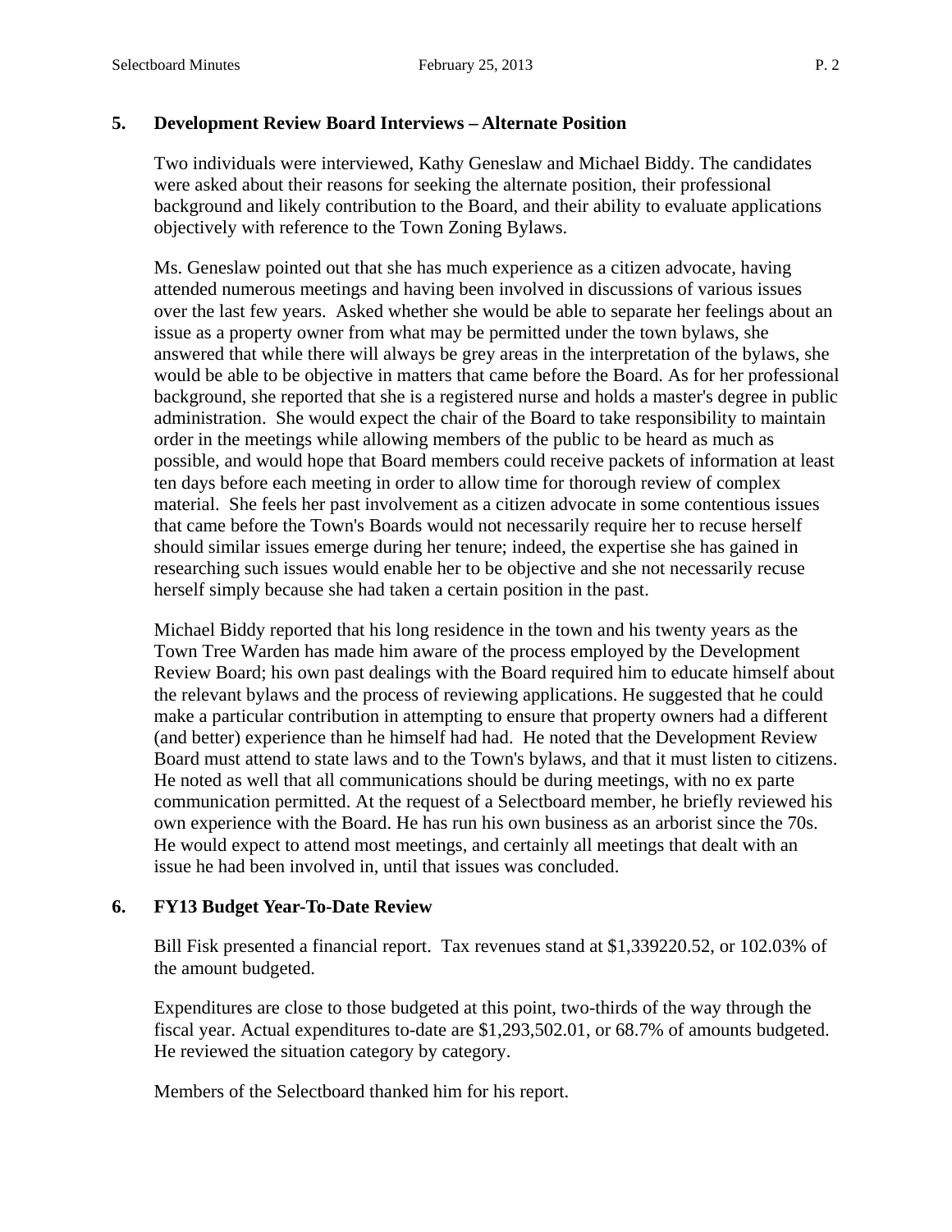## 5. Development Review Board Interviews – Alternate Position

Two individuals were interviewed, Kathy Geneslaw and Michael Biddy. The candidates were asked about their reasons for seeking the alternate position, their professional background and likely contribution to the Board, and their ability to evaluate applications objectively with reference to the Town Zoning Bylaws.

Ms. Geneslaw pointed out that she has much experience as a citizen advocate, having attended numerous meetings and having been involved in discussions of various issues over the last few years. Asked whether she would be able to separate her feelings about an issue as a property owner from what may be permitted under the town bylaws, she answered that while there will always be grey areas in the interpretation of the bylaws, she would be able to be objective in matters that came before the Board. As for her professional background, she reported that she is a registered nurse and holds a master's degree in public administration. She would expect the chair of the Board to take responsibility to maintain order in the meetings while allowing members of the public to be heard as much as possible, and would hope that Board members could receive packets of information at least ten days before each meeting in order to allow time for thorough review of complex material. She feels her past involvement as a citizen advocate in some contentious issues that came before the Town's Boards would not necessarily require her to recuse herself should similar issues emerge during her tenure; indeed, the expertise she has gained in researching such issues would enable her to be objective and she not necessarily recuse herself simply because she had taken a certain position in the past.

Michael Biddy reported that his long residence in the town and his twenty years as the Town Tree Warden has made him aware of the process employed by the Development Review Board; his own past dealings with the Board required him to educate himself about the relevant bylaws and the process of reviewing applications. He suggested that he could make a particular contribution in attempting to ensure that property owners had a different (and better) experience than he himself had had. He noted that the Development Review Board must attend to state laws and to the Town's bylaws, and that it must listen to citizens. He noted as well that all communications should be during meetings, with no ex parte communication permitted. At the request of a Selectboard member, he briefly reviewed his own experience with the Board. He has run his own business as an arborist since the 70s. He would expect to attend most meetings, and certainly all meetings that dealt with an issue he had been involved in, until that issues was concluded.

## 6. FY13 Budget Year-To-Date Review

Bill Fisk presented a financial report. Tax revenues stand at $1,339220.52, or 102.03% of the amount budgeted.

Expenditures are close to those budgeted at this point, two-thirds of the way through the fiscal year. Actual expenditures to-date are $1,293,502.01, or 68.7% of amounts budgeted. He reviewed the situation category by category.

Members of the Selectboard thanked him for his report.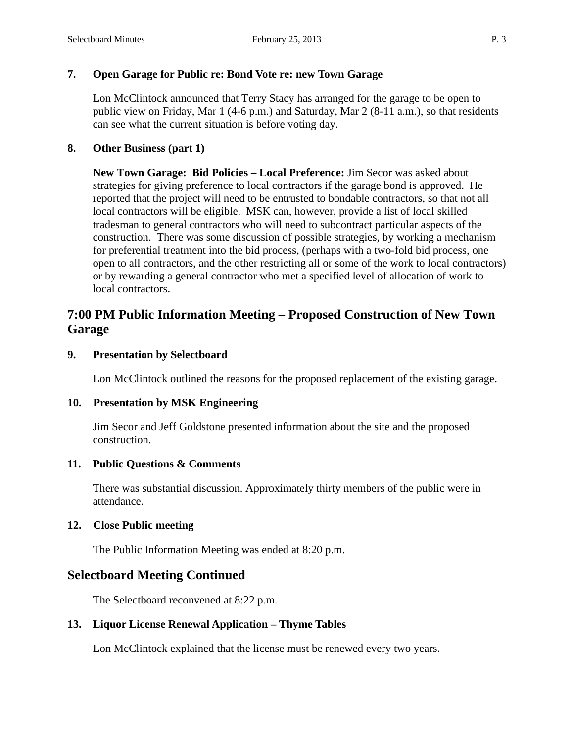**7. Open Garage for Public re: Bond Vote re: new Town Garage**

Lon McClintock announced that Terry Stacy has arranged for the garage to be open to public view on Friday, Mar 1 (4-6 p.m.) and Saturday, Mar 2 (8-11 a.m.), so that residents can see what the current situation is before voting day.

**8. Other Business (part 1)**

**New Town Garage: Bid Policies – Local Preference:** Jim Secor was asked about strategies for giving preference to local contractors if the garage bond is approved. He reported that the project will need to be entrusted to bondable contractors, so that not all local contractors will be eligible. MSK can, however, provide a list of local skilled tradesman to general contractors who will need to subcontract particular aspects of the construction. There was some discussion of possible strategies, by working a mechanism for preferential treatment into the bid process, (perhaps with a two-fold bid process, one open to all contractors, and the other restricting all or some of the work to local contractors) or by rewarding a general contractor who met a specified level of allocation of work to local contractors.

## 7:00 PM Public Information Meeting – Proposed Construction of New Town Garage

**9. Presentation by Selectboard**

Lon McClintock outlined the reasons for the proposed replacement of the existing garage.

**10. Presentation by MSK Engineering**

Jim Secor and Jeff Goldstone presented information about the site and the proposed construction.

**11. Public Questions & Comments**

There was substantial discussion. Approximately thirty members of the public were in attendance.

**12. Close Public meeting**

The Public Information Meeting was ended at 8:20 p.m.

## Selectboard Meeting Continued

The Selectboard reconvened at 8:22 p.m.

**13. Liquor License Renewal Application – Thyme Tables**

Lon McClintock explained that the license must be renewed every two years.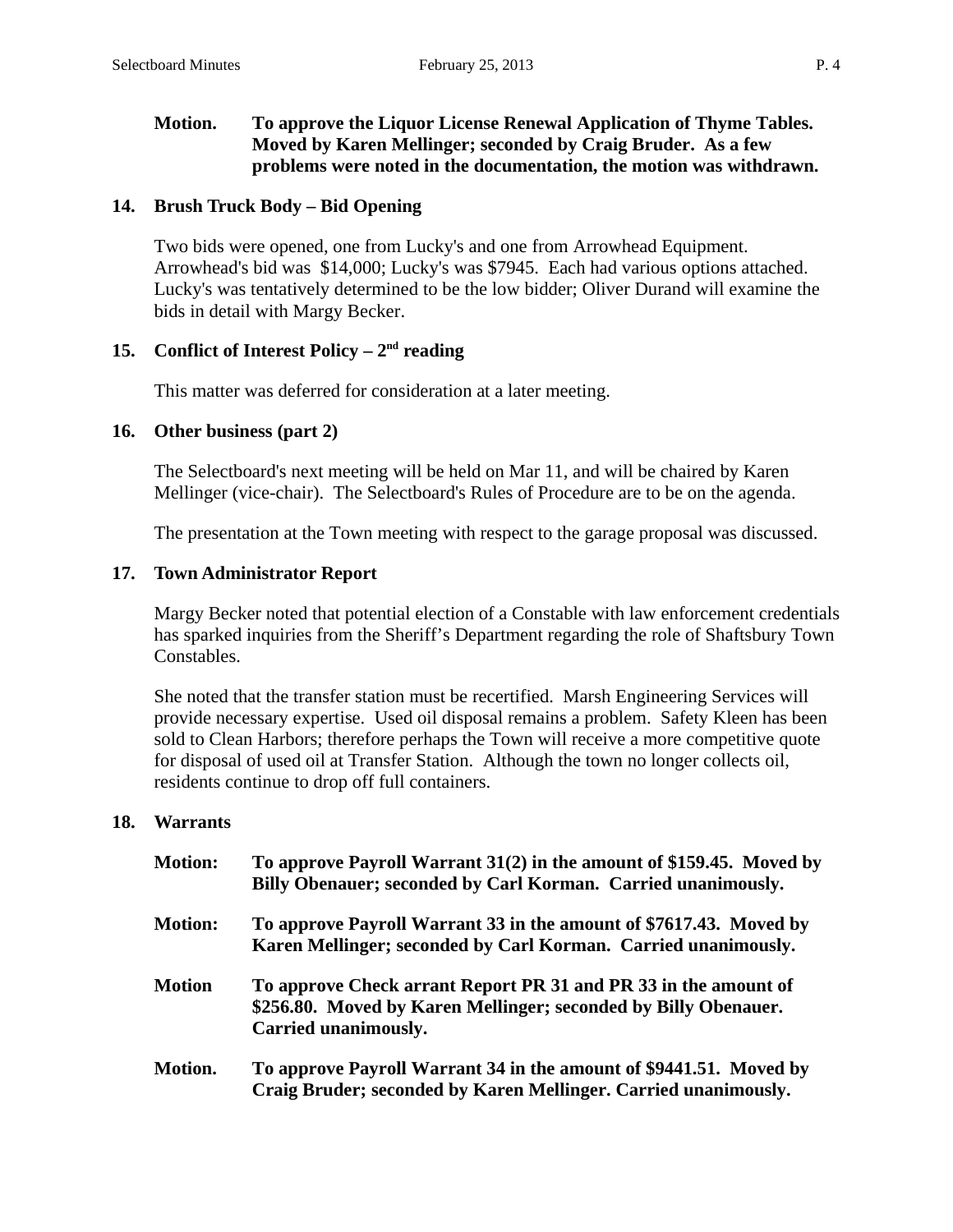**Motion. To approve the Liquor License Renewal Application of Thyme Tables. Moved by Karen Mellinger; seconded by Craig Bruder. As a few problems were noted in the documentation, the motion was withdrawn.**

### 14. Brush Truck Body – Bid Opening

Two bids were opened, one from Lucky's and one from Arrowhead Equipment. Arrowhead's bid was $14,000; Lucky's was $7945. Each had various options attached. Lucky's was tentatively determined to be the low bidder; Oliver Durand will examine the bids in detail with Margy Becker.

### 15. Conflict of Interest Policy – 2nd reading

This matter was deferred for consideration at a later meeting.

### 16. Other business (part 2)

The Selectboard's next meeting will be held on Mar 11, and will be chaired by Karen Mellinger (vice-chair). The Selectboard's Rules of Procedure are to be on the agenda.

The presentation at the Town meeting with respect to the garage proposal was discussed.

### 17. Town Administrator Report

Margy Becker noted that potential election of a Constable with law enforcement credentials has sparked inquiries from the Sheriff's Department regarding the role of Shaftsbury Town Constables.

She noted that the transfer station must be recertified. Marsh Engineering Services will provide necessary expertise. Used oil disposal remains a problem. Safety Kleen has been sold to Clean Harbors; therefore perhaps the Town will receive a more competitive quote for disposal of used oil at Transfer Station. Although the town no longer collects oil, residents continue to drop off full containers.

### 18. Warrants

**Motion: To approve Payroll Warrant 31(2) in the amount of $159.45. Moved by Billy Obenauer; seconded by Carl Korman. Carried unanimously.**

**Motion: To approve Payroll Warrant 33 in the amount of $7617.43. Moved by Karen Mellinger; seconded by Carl Korman. Carried unanimously.**

**Motion To approve Check arrant Report PR 31 and PR 33 in the amount of $256.80. Moved by Karen Mellinger; seconded by Billy Obenauer. Carried unanimously.**

**Motion. To approve Payroll Warrant 34 in the amount of $9441.51. Moved by Craig Bruder; seconded by Karen Mellinger. Carried unanimously.**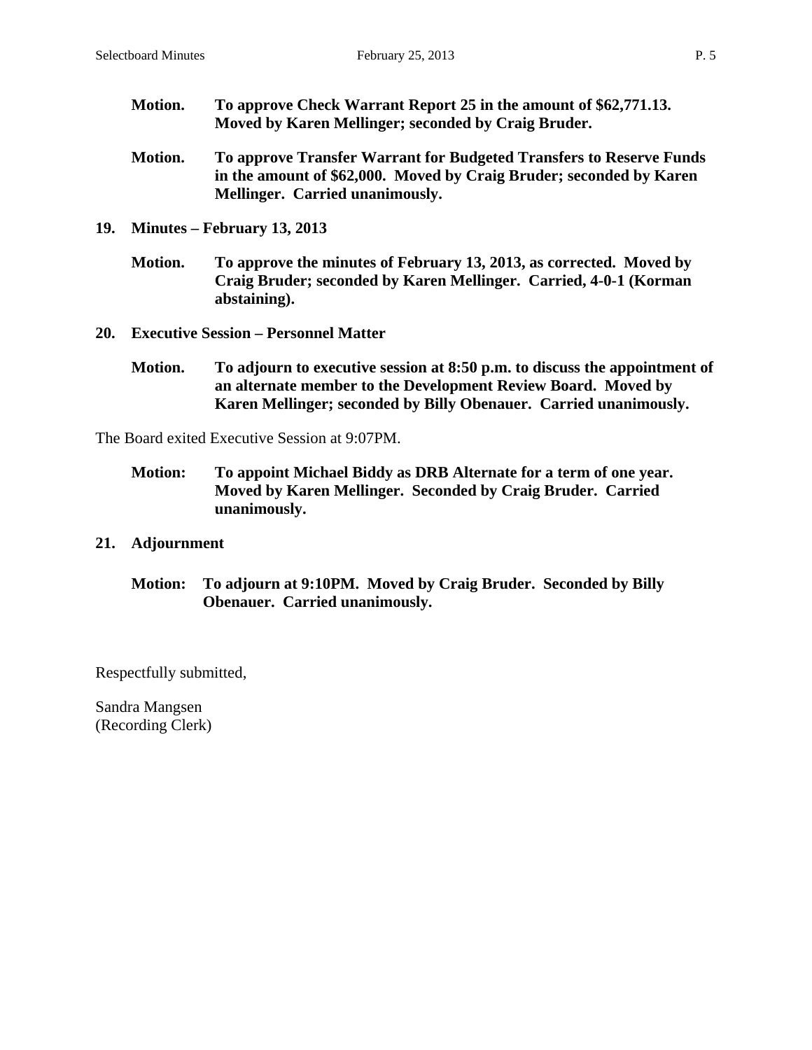**Motion.** **To approve Check Warrant Report 25 in the amount of $62,771.13. Moved by Karen Mellinger; seconded by Craig Bruder.**

**Motion.** **To approve Transfer Warrant for Budgeted Transfers to Reserve Funds in the amount of $62,000. Moved by Craig Bruder; seconded by Karen Mellinger. Carried unanimously.**

**19. Minutes – February 13, 2013**

**Motion.** **To approve the minutes of February 13, 2013, as corrected. Moved by Craig Bruder; seconded by Karen Mellinger. Carried, 4-0-1 (Korman abstaining).**

**20. Executive Session – Personnel Matter**

**Motion.** **To adjourn to executive session at 8:50 p.m. to discuss the appointment of an alternate member to the Development Review Board. Moved by Karen Mellinger; seconded by Billy Obenauer. Carried unanimously.**

The Board exited Executive Session at 9:07PM.

**Motion:** **To appoint Michael Biddy as DRB Alternate for a term of one year. Moved by Karen Mellinger. Seconded by Craig Bruder. Carried unanimously.**

**21. Adjournment**

**Motion:** **To adjourn at 9:10PM. Moved by Craig Bruder. Seconded by Billy Obenauer. Carried unanimously.**

Respectfully submitted,

Sandra Mangsen
(Recording Clerk)